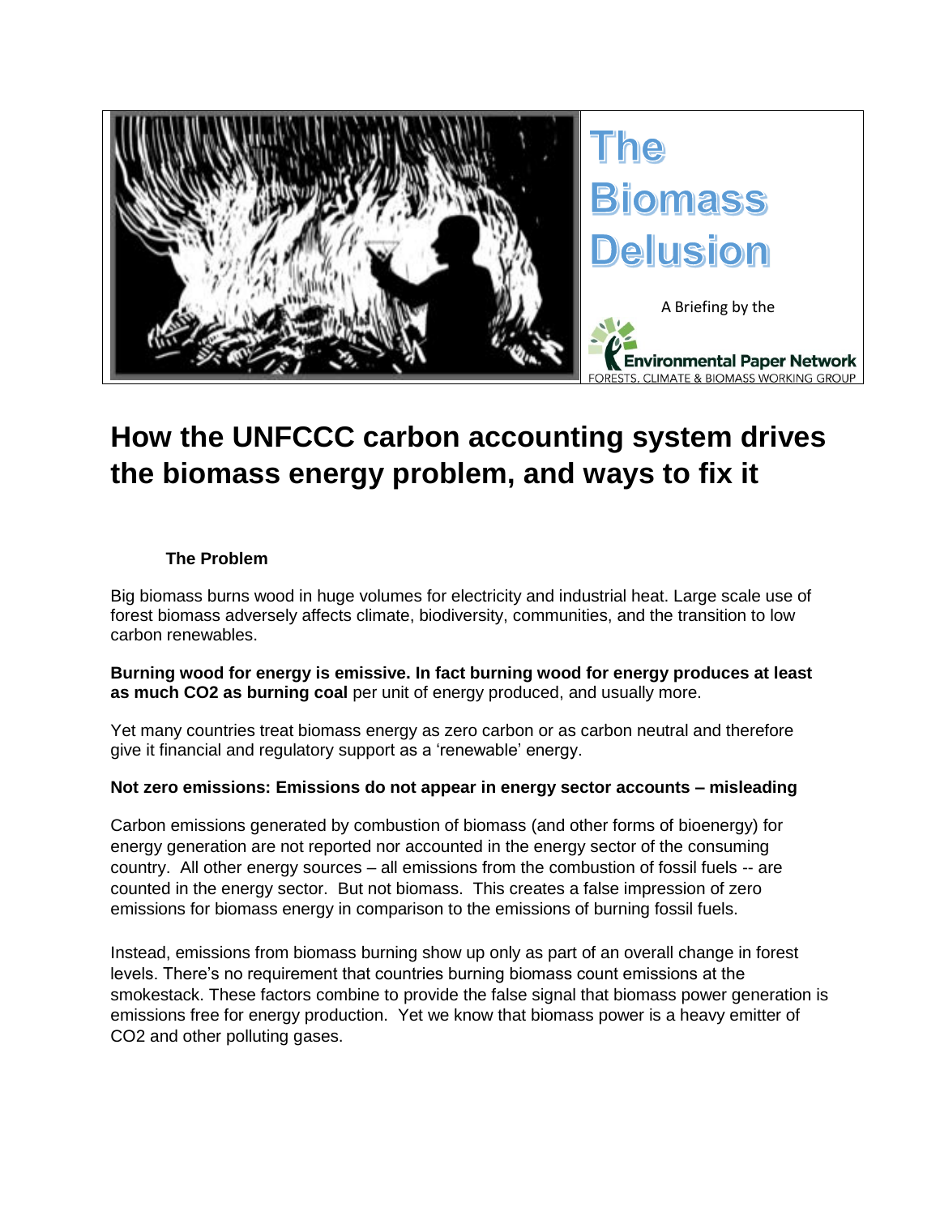# The Biomass Delusion

A Briefing by the

Environmental Paper Network
FORESTS, CLIMATE & BIOMASS WORKING GROUP

# How the UNFCCC carbon accounting system drives the biomass energy problem, and ways to fix it

## The Problem

Big biomass burns wood in huge volumes for electricity and industrial heat. Large scale use of forest biomass adversely affects climate, biodiversity, communities, and the transition to low carbon renewables.

**Burning wood for energy is emissive. In fact burning wood for energy produces at least as much $CO_2$ as burning coal** per unit of energy produced, and usually more.

Yet many countries treat biomass energy as zero carbon or as carbon neutral and therefore give it financial and regulatory support as a 'renewable' energy.

**Not zero emissions: Emissions do not appear in energy sector accounts – misleading**

Carbon emissions generated by combustion of biomass (and other forms of bioenergy) for energy generation are not reported nor accounted in the energy sector of the consuming country. All other energy sources – all emissions from the combustion of fossil fuels -- are counted in the energy sector. But not biomass. This creates a false impression of zero emissions for biomass energy in comparison to the emissions of burning fossil fuels.

Instead, emissions from biomass burning show up only as part of an overall change in forest levels. There's no requirement that countries burning biomass count emissions at the smokestack. These factors combine to provide the false signal that biomass power generation is emissions free for energy production. Yet we know that biomass power is a heavy emitter of $CO_2$ and other polluting gases.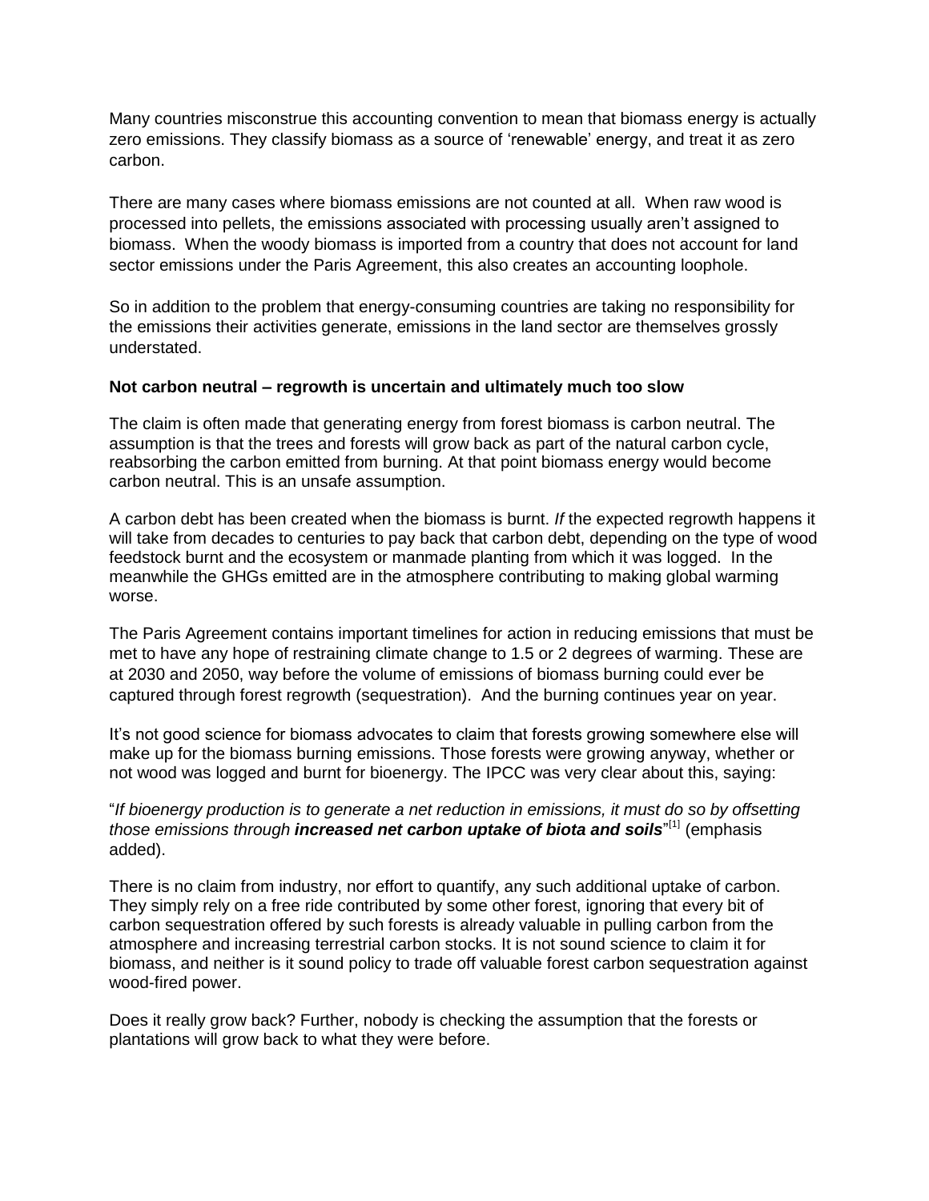Many countries misconstrue this accounting convention to mean that biomass energy is actually zero emissions. They classify biomass as a source of 'renewable' energy, and treat it as zero carbon.

There are many cases where biomass emissions are not counted at all. When raw wood is processed into pellets, the emissions associated with processing usually aren't assigned to biomass. When the woody biomass is imported from a country that does not account for land sector emissions under the Paris Agreement, this also creates an accounting loophole.

So in addition to the problem that energy-consuming countries are taking no responsibility for the emissions their activities generate, emissions in the land sector are themselves grossly understated.

**Not carbon neutral – regrowth is uncertain and ultimately much too slow**

The claim is often made that generating energy from forest biomass is carbon neutral. The assumption is that the trees and forests will grow back as part of the natural carbon cycle, reabsorbing the carbon emitted from burning. At that point biomass energy would become carbon neutral. This is an unsafe assumption.

A carbon debt has been created when the biomass is burnt. *If* the expected regrowth happens it will take from decades to centuries to pay back that carbon debt, depending on the type of wood feedstock burnt and the ecosystem or manmade planting from which it was logged. In the meanwhile the GHGs emitted are in the atmosphere contributing to making global warming worse.

The Paris Agreement contains important timelines for action in reducing emissions that must be met to have any hope of restraining climate change to 1.5 or 2 degrees of warming. These are at 2030 and 2050, way before the volume of emissions of biomass burning could ever be captured through forest regrowth (sequestration). And the burning continues year on year.

It's not good science for biomass advocates to claim that forests growing somewhere else will make up for the biomass burning emissions. Those forests were growing anyway, whether or not wood was logged and burnt for bioenergy. The IPCC was very clear about this, saying:

"*If bioenergy production is to generate a net reduction in emissions, it must do so by offsetting those emissions through* ***increased net carbon uptake of biota and soils***"[1] (emphasis added).

There is no claim from industry, nor effort to quantify, any such additional uptake of carbon. They simply rely on a free ride contributed by some other forest, ignoring that every bit of carbon sequestration offered by such forests is already valuable in pulling carbon from the atmosphere and increasing terrestrial carbon stocks. It is not sound science to claim it for biomass, and neither is it sound policy to trade off valuable forest carbon sequestration against wood-fired power.

Does it really grow back? Further, nobody is checking the assumption that the forests or plantations will grow back to what they were before.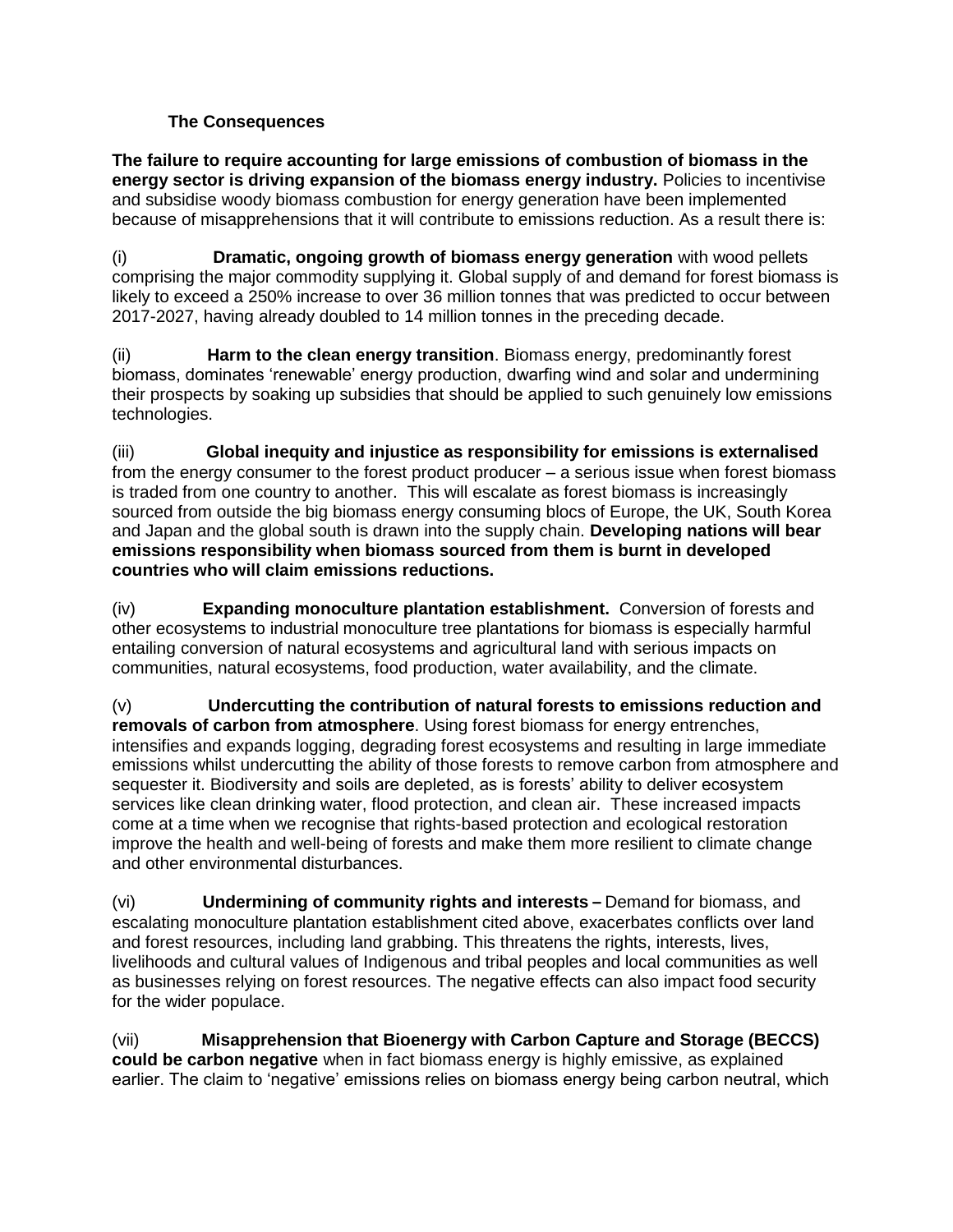## The Consequences

**The failure to require accounting for large emissions of combustion of biomass in the energy sector is driving expansion of the biomass energy industry.** Policies to incentivise and subsidise woody biomass combustion for energy generation have been implemented because of misapprehensions that it will contribute to emissions reduction. As a result there is:

(i) **Dramatic, ongoing growth of biomass energy generation** with wood pellets comprising the major commodity supplying it. Global supply of and demand for forest biomass is likely to exceed a 250% increase to over 36 million tonnes that was predicted to occur between 2017-2027, having already doubled to 14 million tonnes in the preceding decade.

(ii) **Harm to the clean energy transition**. Biomass energy, predominantly forest biomass, dominates 'renewable' energy production, dwarfing wind and solar and undermining their prospects by soaking up subsidies that should be applied to such genuinely low emissions technologies.

(iii) **Global inequity and injustice as responsibility for emissions is externalised** from the energy consumer to the forest product producer – a serious issue when forest biomass is traded from one country to another. This will escalate as forest biomass is increasingly sourced from outside the big biomass energy consuming blocs of Europe, the UK, South Korea and Japan and the global south is drawn into the supply chain. **Developing nations will bear emissions responsibility when biomass sourced from them is burnt in developed countries who will claim emissions reductions.**

(iv) **Expanding monoculture plantation establishment.** Conversion of forests and other ecosystems to industrial monoculture tree plantations for biomass is especially harmful entailing conversion of natural ecosystems and agricultural land with serious impacts on communities, natural ecosystems, food production, water availability, and the climate.

(v) **Undercutting the contribution of natural forests to emissions reduction and removals of carbon from atmosphere**. Using forest biomass for energy entrenches, intensifies and expands logging, degrading forest ecosystems and resulting in large immediate emissions whilst undercutting the ability of those forests to remove carbon from atmosphere and sequester it. Biodiversity and soils are depleted, as is forests' ability to deliver ecosystem services like clean drinking water, flood protection, and clean air. These increased impacts come at a time when we recognise that rights-based protection and ecological restoration improve the health and well-being of forests and make them more resilient to climate change and other environmental disturbances.

(vi) **Undermining of community rights and interests –** Demand for biomass, and escalating monoculture plantation establishment cited above, exacerbates conflicts over land and forest resources, including land grabbing. This threatens the rights, interests, lives, livelihoods and cultural values of Indigenous and tribal peoples and local communities as well as businesses relying on forest resources. The negative effects can also impact food security for the wider populace.

(vii) **Misapprehension that Bioenergy with Carbon Capture and Storage (BECCS) could be carbon negative** when in fact biomass energy is highly emissive, as explained earlier. The claim to 'negative' emissions relies on biomass energy being carbon neutral, which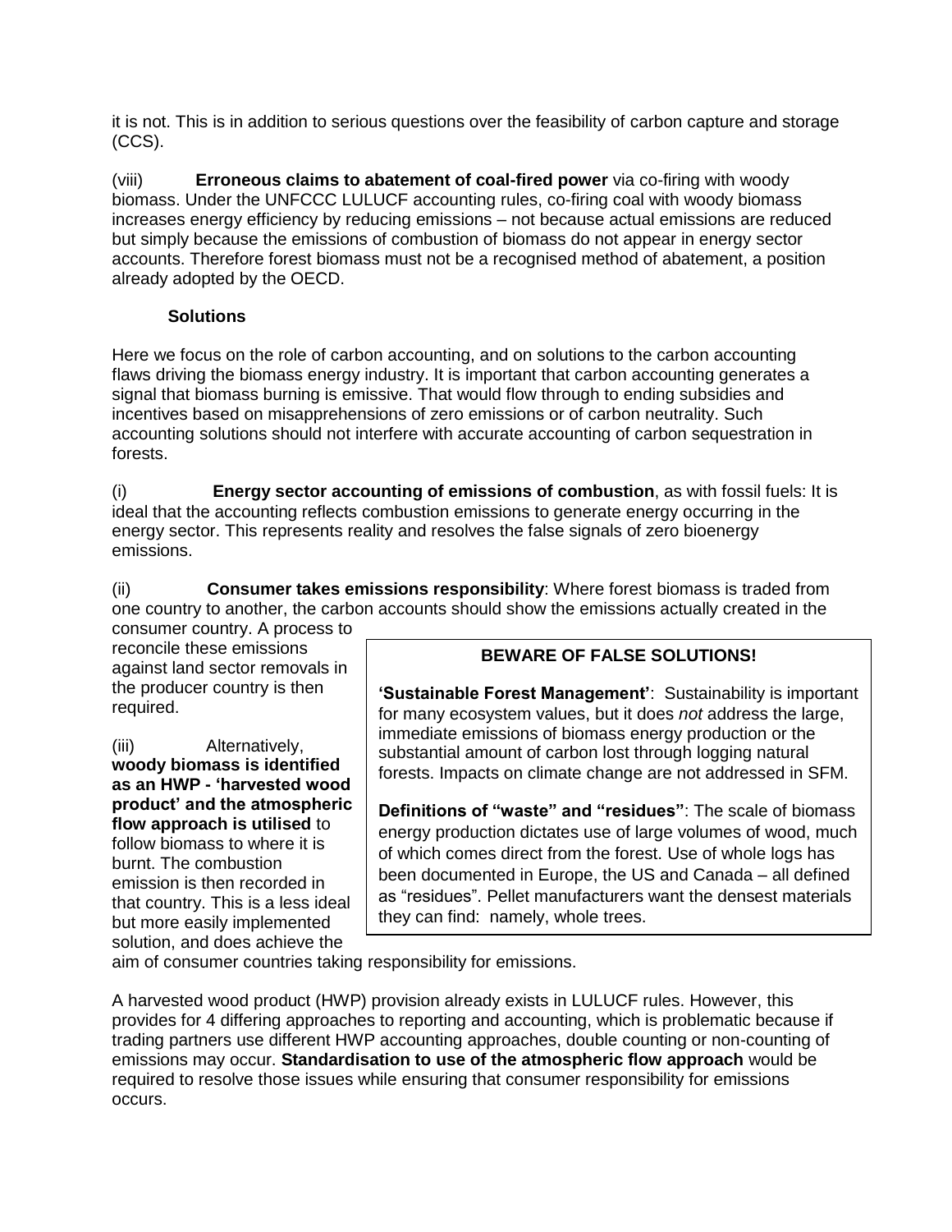it is not. This is in addition to serious questions over the feasibility of carbon capture and storage (CCS).

(viii) **Erroneous claims to abatement of coal-fired power** via co-firing with woody biomass. Under the UNFCCC LULUCF accounting rules, co-firing coal with woody biomass increases energy efficiency by reducing emissions – not because actual emissions are reduced but simply because the emissions of combustion of biomass do not appear in energy sector accounts. Therefore forest biomass must not be a recognised method of abatement, a position already adopted by the OECD.

### Solutions

Here we focus on the role of carbon accounting, and on solutions to the carbon accounting flaws driving the biomass energy industry. It is important that carbon accounting generates a signal that biomass burning is emissive. That would flow through to ending subsidies and incentives based on misapprehensions of zero emissions or of carbon neutrality. Such accounting solutions should not interfere with accurate accounting of carbon sequestration in forests.

(i) **Energy sector accounting of emissions of combustion**, as with fossil fuels: It is ideal that the accounting reflects combustion emissions to generate energy occurring in the energy sector. This represents reality and resolves the false signals of zero bioenergy emissions.

(ii) **Consumer takes emissions responsibility**: Where forest biomass is traded from one country to another, the carbon accounts should show the emissions actually created in the consumer country. A process to reconcile these emissions against land sector removals in the producer country is then required.

(iii) Alternatively, **woody biomass is identified as an HWP - 'harvested wood product' and the atmospheric flow approach is utilised** to follow biomass to where it is burnt. The combustion emission is then recorded in that country. This is a less ideal but more easily implemented solution, and does achieve the aim of consumer countries taking responsibility for emissions.

> **BEWARE OF FALSE SOLUTIONS!**
>
> **'Sustainable Forest Management'**: Sustainability is important for many ecosystem values, but it does *not* address the large, immediate emissions of biomass energy production or the substantial amount of carbon lost through logging natural forests. Impacts on climate change are not addressed in SFM.
>
> **Definitions of "waste" and "residues"**: The scale of biomass energy production dictates use of large volumes of wood, much of which comes direct from the forest. Use of whole logs has been documented in Europe, the US and Canada – all defined as "residues". Pellet manufacturers want the densest materials they can find: namely, whole trees.

A harvested wood product (HWP) provision already exists in LULUCF rules. However, this provides for 4 differing approaches to reporting and accounting, which is problematic because if trading partners use different HWP accounting approaches, double counting or non-counting of emissions may occur. **Standardisation to use of the atmospheric flow approach** would be required to resolve those issues while ensuring that consumer responsibility for emissions occurs.